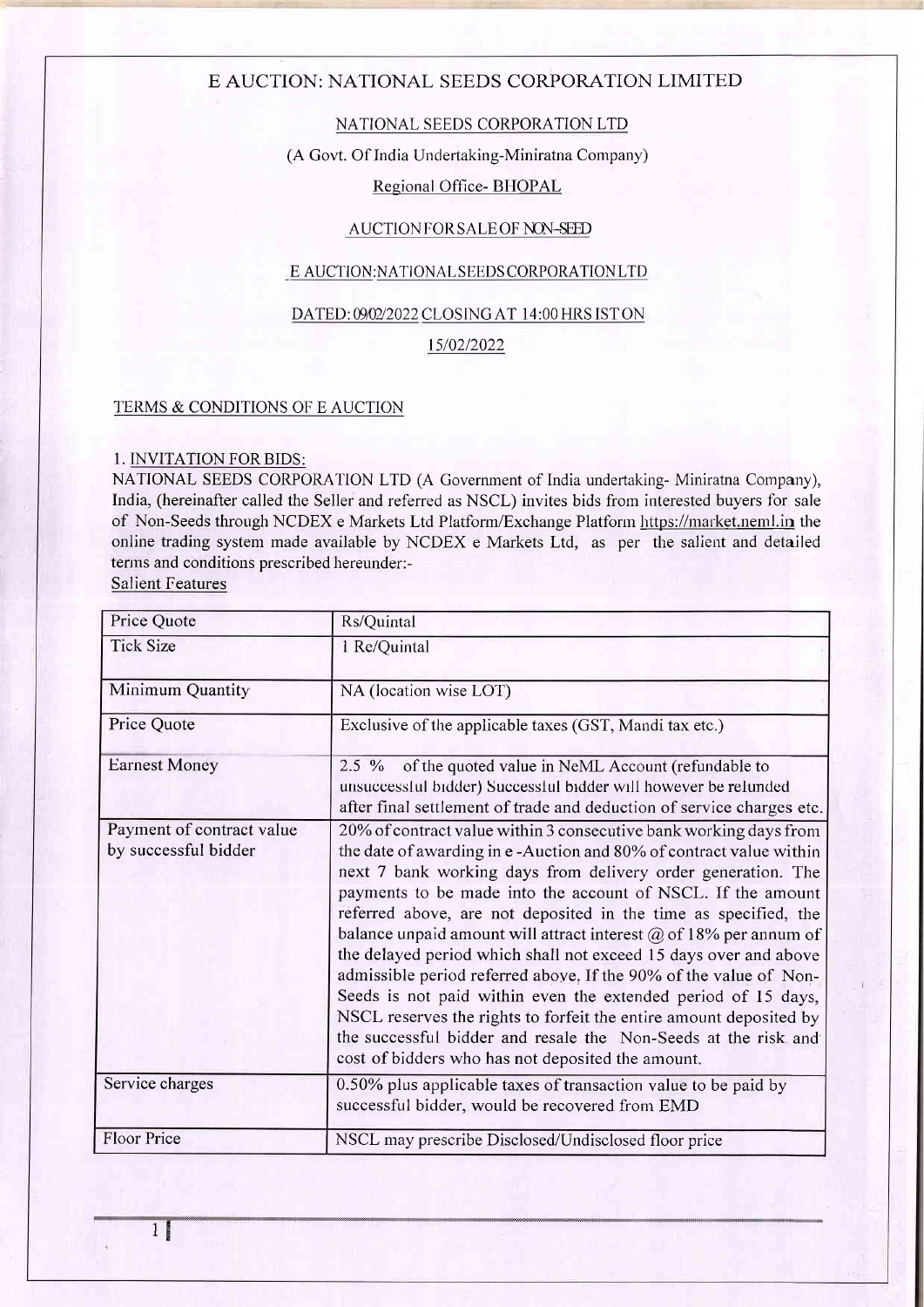# E AUCTION: NATIONAL SEEDS CORPORATION LIMITED

NATIONAL SEEDS CORPORATION LTD

(A Govt. Of India Undertaking-Miniratna Company)

Regional Office- BHOPAL

AUCTION FOR SALE OF NON-SEED

E AUCTION:NATIONALSEEDSCORPORATIONLTD

DATED: 09/02/2022 CLOSING AT 14:00 HRS IST ON

15/02/2022

## TERMS & CONDITIONS OF E AUCTION

### 1. INVITATION FOR BIDS:

NATIONAL SEEDS CORPORATION LTD (A Government of India undertaking- Miniratna Company), India, (hereinafter called the Seller and referred as NSCL) invites bids from interested buyers for sale of Non-Seeds through NCDEX e Markets Ltd Platform/Exchange Platform https://market.neml.in the online trading system made available by NCDEX e Markets Ltd, as per the salient and detailed terms and conditions prescribed hereunder:-

Salient Features

| Price Quote | Rs/Quintal |
|---|---|
| Tick Size | 1 Re/Quintal |
| Minimum Quantity | NA (location wise LOT) |
| Price Quote | Exclusive of the applicable taxes (GST, Mandi tax etc.) |
| Earnest Money | 2.5 % of the quoted value in NeML Account (refundable to unsuccessful bidder) Successful bidder will however be refunded after final settlement of trade and deduction of service charges etc. |
| Payment of contract value by successful bidder | 20% of contract value within 3 consecutive bank working days from the date of awarding in e -Auction and 80% of contract value within next 7 bank working days from delivery order generation. The payments to be made into the account of NSCL. If the amount referred above, are not deposited in the time as specified, the balance unpaid amount will attract interest @ of 18% per annum of the delayed period which shall not exceed 15 days over and above admissible period referred above, If the 90% of the value of Non-Seeds is not paid within even the extended period of 15 days, NSCL reserves the rights to forfeit the entire amount deposited by the successful bidder and resale the Non-Seeds at the risk and cost of bidders who has not deposited the amount. |
| Service charges | 0.50% plus applicable taxes of transaction value to be paid by successful bidder, would be recovered from EMD |
| Floor Price | NSCL may prescribe Disclosed/Undisclosed floor price |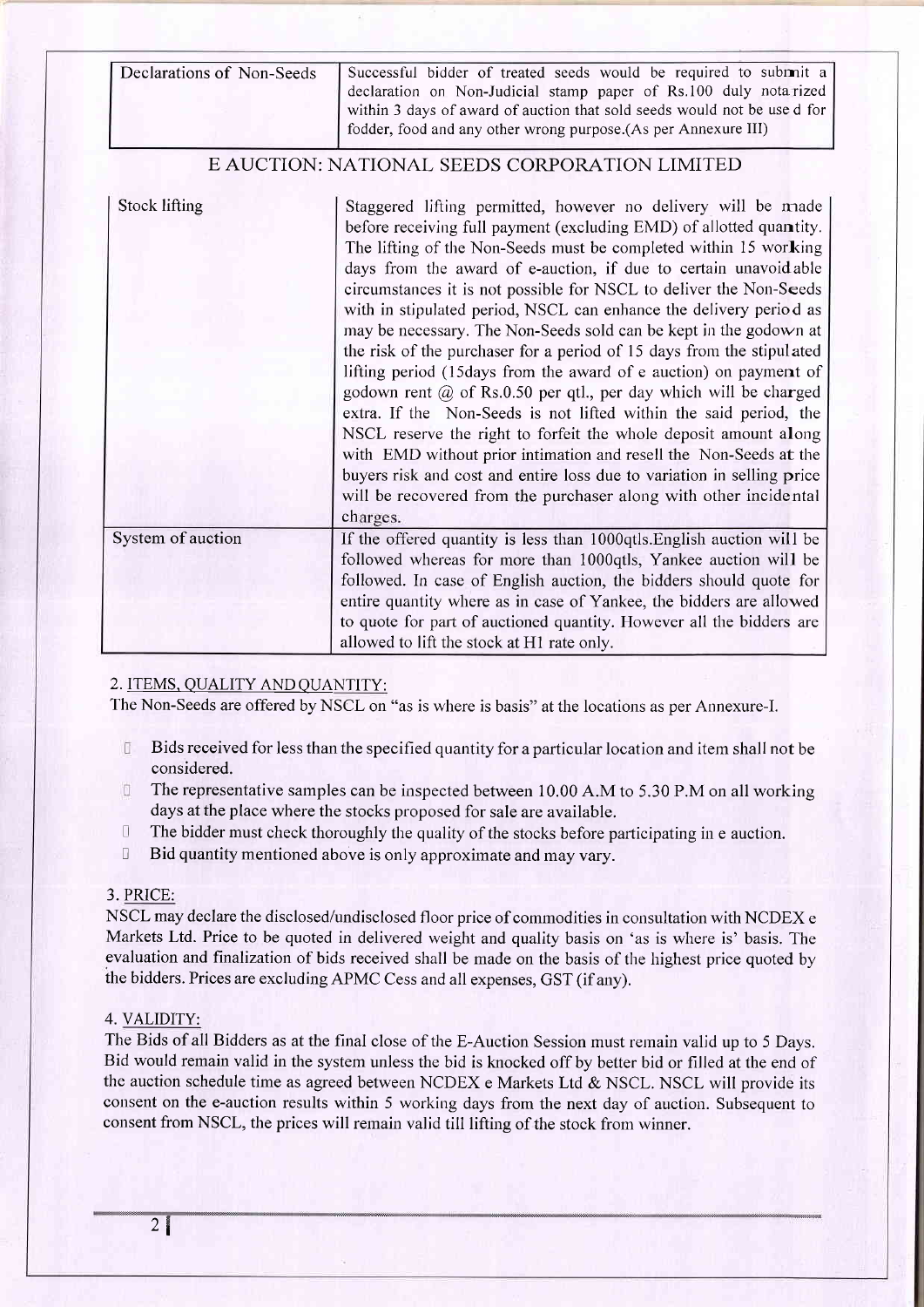| Declarations of Non-Seeds | Successful bidder of treated seeds would be required to submit a declaration on Non-Judicial stamp paper of Rs.100 duly notarized within 3 days of award of auction that sold seeds would not be used for fodder, food and any other wrong purpose.(As per Annexure III) |
|---|---|

## E AUCTION: NATIONAL SEEDS CORPORATION LIMITED

| Stock lifting | Staggered lifting permitted, however no delivery will be made before receiving full payment (excluding EMD) of allotted quantity. The lifting of the Non-Seeds must be completed within 15 working days from the award of e-auction, if due to certain unavoidable circumstances it is not possible for NSCL to deliver the Non-Seeds with in stipulated period, NSCL can enhance the delivery period as may be necessary. The Non-Seeds sold can be kept in the godown at the risk of the purchaser for a period of 15 days from the stipulated lifting period (15days from the award of e auction) on payment of godown rent @ of Rs.0.50 per qtl., per day which will be charged extra. If the Non-Seeds is not lifted within the said period, the NSCL reserve the right to forfeit the whole deposit amount along with EMD without prior intimation and resell the Non-Seeds at the buyers risk and cost and entire loss due to variation in selling price will be recovered from the purchaser along with other incidental charges. |
|---|---|
| System of auction | If the offered quantity is less than 1000qtls.English auction will be followed whereas for more than 1000qtls, Yankee auction will be followed. In case of English auction, the bidders should quote for entire quantity where as in case of Yankee, the bidders are allowed to quote for part of auctioned quantity. However all the bidders are allowed to lift the stock at H1 rate only. |

### 2. ITEMS, QUALITY AND QUANTITY:

The Non-Seeds are offered by NSCL on "as is where is basis" at the locations as per Annexure-I.

- Bids received for less than the specified quantity for a particular location and item shall not be considered.
- The representative samples can be inspected between 10.00 A.M to 5.30 P.M on all working days at the place where the stocks proposed for sale are available.
- The bidder must check thoroughly the quality of the stocks before participating in e auction.
- Bid quantity mentioned above is only approximate and may vary.

### 3. PRICE:

NSCL may declare the disclosed/undisclosed floor price of commodities in consultation with NCDEX e Markets Ltd. Price to be quoted in delivered weight and quality basis on 'as is where is' basis. The evaluation and finalization of bids received shall be made on the basis of the highest price quoted by the bidders. Prices are excluding APMC Cess and all expenses, GST (if any).

### 4. VALIDITY:

The Bids of all Bidders as at the final close of the E-Auction Session must remain valid up to 5 Days. Bid would remain valid in the system unless the bid is knocked off by better bid or filled at the end of the auction schedule time as agreed between NCDEX e Markets Ltd & NSCL. NSCL will provide its consent on the e-auction results within 5 working days from the next day of auction. Subsequent to consent from NSCL, the prices will remain valid till lifting of the stock from winner.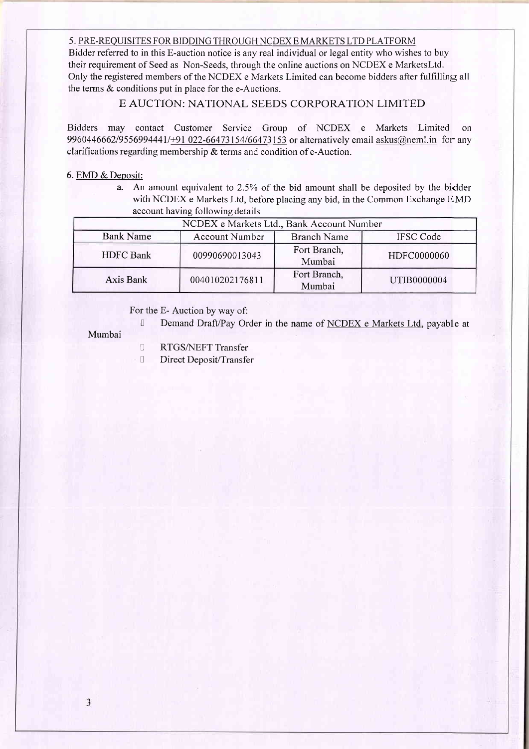5. PRE-REQUISITES FOR BIDDING THROUGH NCDEX E MARKETS LTD PLATFORM

Bidder referred to in this E-auction notice is any real individual or legal entity who wishes to buy their requirement of Seed as Non-Seeds, through the online auctions on NCDEX e MarketsLtd. Only the registered members of the NCDEX e Markets Limited can become bidders after fulfilling all the terms & conditions put in place for the e-Auctions.

## E AUCTION: NATIONAL SEEDS CORPORATION LIMITED

Bidders may contact Customer Service Group of NCDEX e Markets Limited on 9960446662/9556994441/+91 022-66473154/66473153 or alternatively email askus@neml.in for any clarifications regarding membership & terms and condition of e-Auction.

6. EMD & Deposit:

a. An amount equivalent to 2.5% of the bid amount shall be deposited by the bidder with NCDEX e Markets Ltd, before placing any bid, in the Common Exchange EMD account having following details

| NCDEX e Markets Ltd., Bank Account Number | | | |
|---|---|---|---|
| Bank Name | Account Number | Branch Name | IFSC Code |
| HDFC Bank | 00990690013043 | Fort Branch, Mumbai | HDFC0000060 |
| Axis Bank | 004010202176811 | Fort Branch, Mumbai | UTIB0000004 |

For the E- Auction by way of:

- Demand Draft/Pay Order in the name of NCDEX e Markets Ltd, payable at Mumbai
- RTGS/NEFT Transfer
- Direct Deposit/Transfer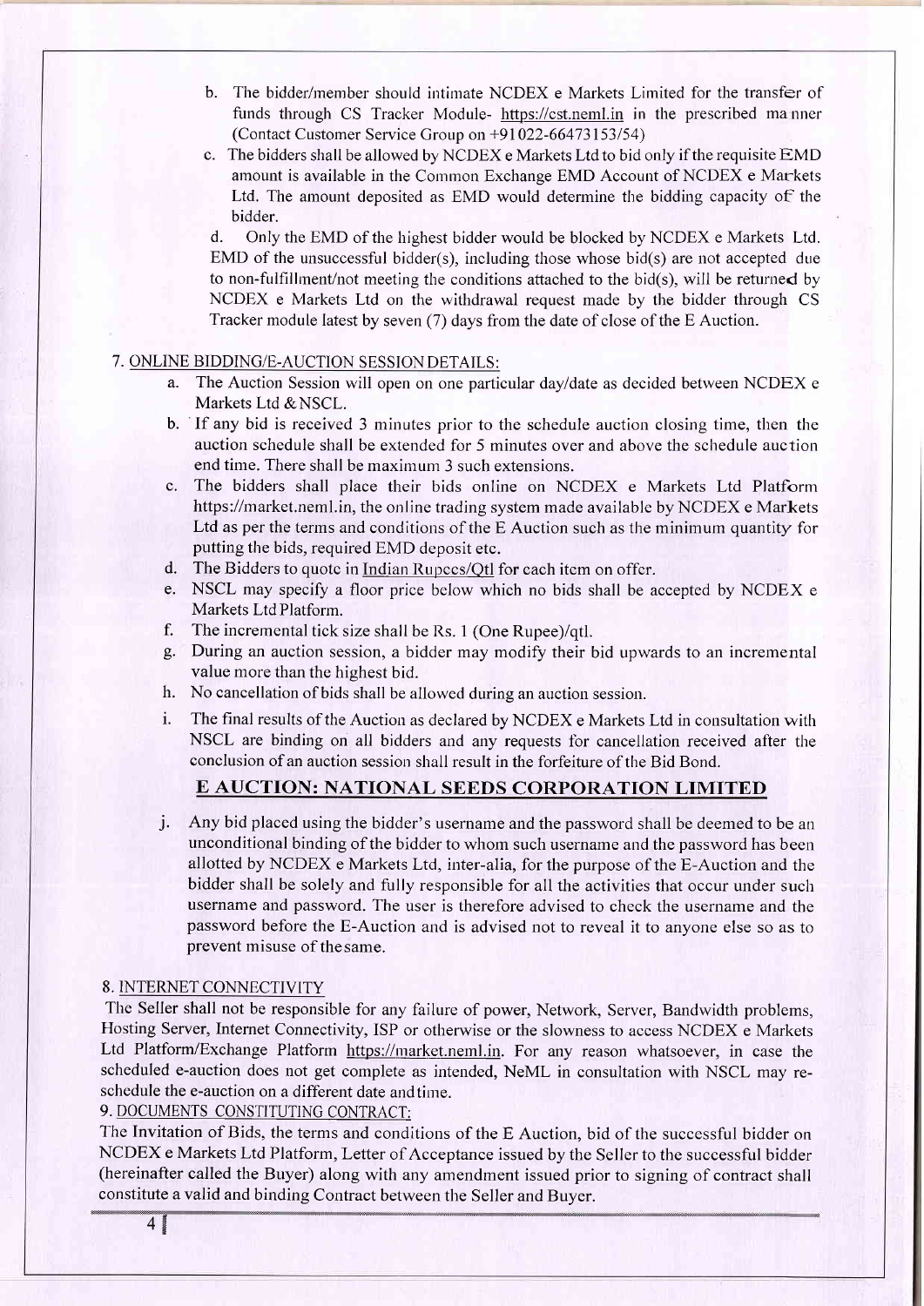b. The bidder/member should intimate NCDEX e Markets Limited for the transfer of funds through CS Tracker Module- https://cst.neml.in in the prescribed manner (Contact Customer Service Group on +91022-66473153/54)

c. The bidders shall be allowed by NCDEX e Markets Ltd to bid only if the requisite EMD amount is available in the Common Exchange EMD Account of NCDEX e Markets Ltd. The amount deposited as EMD would determine the bidding capacity of the bidder.

d. Only the EMD of the highest bidder would be blocked by NCDEX e Markets Ltd. EMD of the unsuccessful bidder(s), including those whose bid(s) are not accepted due to non-fulfillment/not meeting the conditions attached to the bid(s), will be returned by NCDEX e Markets Ltd on the withdrawal request made by the bidder through CS Tracker module latest by seven (7) days from the date of close of the E Auction.

7. ONLINE BIDDING/E-AUCTION SESSION DETAILS:

a. The Auction Session will open on one particular day/date as decided between NCDEX e Markets Ltd & NSCL.

b. If any bid is received 3 minutes prior to the schedule auction closing time, then the auction schedule shall be extended for 5 minutes over and above the schedule auction end time. There shall be maximum 3 such extensions.

c. The bidders shall place their bids online on NCDEX e Markets Ltd Platform https://market.neml.in, the online trading system made available by NCDEX e Markets Ltd as per the terms and conditions of the E Auction such as the minimum quantity for putting the bids, required EMD deposit etc.

d. The Bidders to quote in Indian Rupees/Qtl for each item on offer.

e. NSCL may specify a floor price below which no bids shall be accepted by NCDEX e Markets Ltd Platform.

f. The incremental tick size shall be Rs. 1 (One Rupee)/qtl.

g. During an auction session, a bidder may modify their bid upwards to an incremental value more than the highest bid.

h. No cancellation of bids shall be allowed during an auction session.

i. The final results of the Auction as declared by NCDEX e Markets Ltd in consultation with NSCL are binding on all bidders and any requests for cancellation received after the conclusion of an auction session shall result in the forfeiture of the Bid Bond.

## E AUCTION: NATIONAL SEEDS CORPORATION LIMITED

j. Any bid placed using the bidder's username and the password shall be deemed to be an unconditional binding of the bidder to whom such username and the password has been allotted by NCDEX e Markets Ltd, inter-alia, for the purpose of the E-Auction and the bidder shall be solely and fully responsible for all the activities that occur under such username and password. The user is therefore advised to check the username and the password before the E-Auction and is advised not to reveal it to anyone else so as to prevent misuse of the same.

8. INTERNET CONNECTIVITY

The Seller shall not be responsible for any failure of power, Network, Server, Bandwidth problems, Hosting Server, Internet Connectivity, ISP or otherwise or the slowness to access NCDEX e Markets Ltd Platform/Exchange Platform https://market.neml.in. For any reason whatsoever, in case the scheduled e-auction does not get complete as intended, NeML in consultation with NSCL may re-schedule the e-auction on a different date and time.

9. DOCUMENTS CONSTITUTING CONTRACT:

The Invitation of Bids, the terms and conditions of the E Auction, bid of the successful bidder on NCDEX e Markets Ltd Platform, Letter of Acceptance issued by the Seller to the successful bidder (hereinafter called the Buyer) along with any amendment issued prior to signing of contract shall constitute a valid and binding Contract between the Seller and Buyer.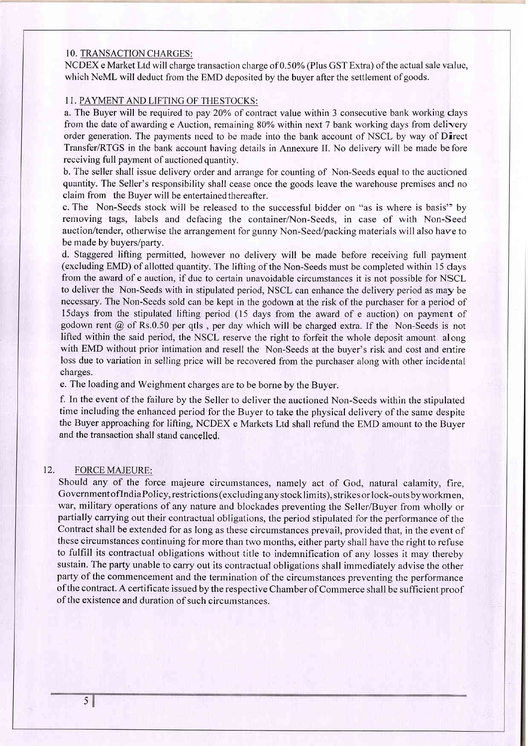## 10. TRANSACTION CHARGES:

NCDEX e Market Ltd will charge transaction charge of 0.50% (Plus GST Extra) of the actual sale value, which NeML will deduct from the EMD deposited by the buyer after the settlement of goods.

## 11. PAYMENT AND LIFTING OF THESTOCKS:

a. The Buyer will be required to pay 20% of contract value within 3 consecutive bank working days from the date of awarding e Auction, remaining 80% within next 7 bank working days from delivery order generation. The payments need to be made into the bank account of NSCL by way of Direct Transfer/RTGS in the bank account having details in Annexure II. No delivery will be made before receiving full payment of auctioned quantity.

b. The seller shall issue delivery order and arrange for counting of Non-Seeds equal to the auctioned quantity. The Seller's responsibility shall cease once the goods leave the warehouse premises and no claim from the Buyer will be entertained thereafter.

c. The Non-Seeds stock will be released to the successful bidder on "as is where is basis" by removing tags, labels and defacing the container/Non-Seeds, in case of with Non-Seed auction/tender, otherwise the arrangement for gunny Non-Seed/packing materials will also have to be made by buyers/party.

d. Staggered lifting permitted, however no delivery will be made before receiving full payment (excluding EMD) of allotted quantity. The lifting of the Non-Seeds must be completed within 15 days from the award of e auction, if due to certain unavoidable circumstances it is not possible for NSCL to deliver the Non-Seeds with in stipulated period, NSCL can enhance the delivery period as may be necessary. The Non-Seeds sold can be kept in the godown at the risk of the purchaser for a period of 15days from the stipulated lifting period (15 days from the award of e auction) on payment of godown rent @ of Rs.0.50 per qtls , per day which will be charged extra. If the Non-Seeds is not lifted within the said period, the NSCL reserve the right to forfeit the whole deposit amount along with EMD without prior intimation and resell the Non-Seeds at the buyer's risk and cost and entire loss due to variation in selling price will be recovered from the purchaser along with other incidental charges.

e. The loading and Weighment charges are to be borne by the Buyer.

f. In the event of the failure by the Seller to deliver the auctioned Non-Seeds within the stipulated time including the enhanced period for the Buyer to take the physical delivery of the same despite the Buyer approaching for lifting, NCDEX e Markets Ltd shall refund the EMD amount to the Buyer and the transaction shall stand cancelled.

## 12. FORCE MAJEURE:

Should any of the force majeure circumstances, namely act of God, natural calamity, fire, Government of India Policy, restrictions (excluding any stock limits), strikes or lock-outs by workmen, war, military operations of any nature and blockades preventing the Seller/Buyer from wholly or partially carrying out their contractual obligations, the period stipulated for the performance of the Contract shall be extended for as long as these circumstances prevail, provided that, in the event of these circumstances continuing for more than two months, either party shall have the right to refuse to fulfill its contractual obligations without title to indemnification of any losses it may thereby sustain. The party unable to carry out its contractual obligations shall immediately advise the other party of the commencement and the termination of the circumstances preventing the performance of the contract. A certificate issued by the respective Chamber of Commerce shall be sufficient proof of the existence and duration of such circumstances.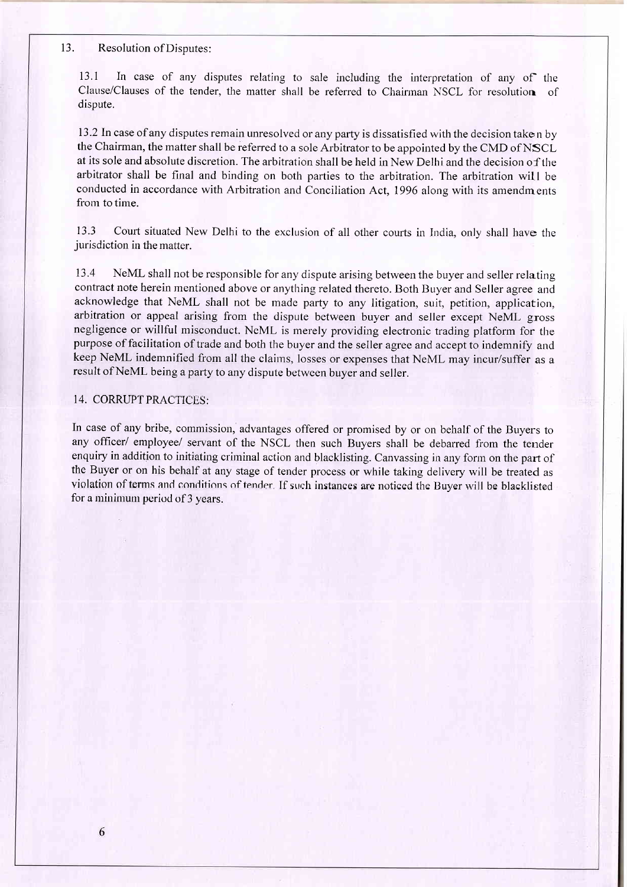13. Resolution of Disputes:

13.1 In case of any disputes relating to sale including the interpretation of any of the Clause/Clauses of the tender, the matter shall be referred to Chairman NSCL for resolution of dispute.

13.2 In case of any disputes remain unresolved or any party is dissatisfied with the decision taken by the Chairman, the matter shall be referred to a sole Arbitrator to be appointed by the CMD of NSCL at its sole and absolute discretion. The arbitration shall be held in New Delhi and the decision of the arbitrator shall be final and binding on both parties to the arbitration. The arbitration will be conducted in accordance with Arbitration and Conciliation Act, 1996 along with its amendments from to time.

13.3 Court situated New Delhi to the exclusion of all other courts in India, only shall have the jurisdiction in the matter.

13.4 NeML shall not be responsible for any dispute arising between the buyer and seller relating contract note herein mentioned above or anything related thereto. Both Buyer and Seller agree and acknowledge that NeML shall not be made party to any litigation, suit, petition, application, arbitration or appeal arising from the dispute between buyer and seller except NeML gross negligence or willful misconduct. NeML is merely providing electronic trading platform for the purpose of facilitation of trade and both the buyer and the seller agree and accept to indemnify and keep NeML indemnified from all the claims, losses or expenses that NeML may incur/suffer as a result of NeML being a party to any dispute between buyer and seller.

14. CORRUPT PRACTICES:

In case of any bribe, commission, advantages offered or promised by or on behalf of the Buyers to any officer/ employee/ servant of the NSCL then such Buyers shall be debarred from the tender enquiry in addition to initiating criminal action and blacklisting. Canvassing in any form on the part of the Buyer or on his behalf at any stage of tender process or while taking delivery will be treated as violation of terms and conditions of tender. If such instances are noticed the Buyer will be blacklisted for a minimum period of 3 years.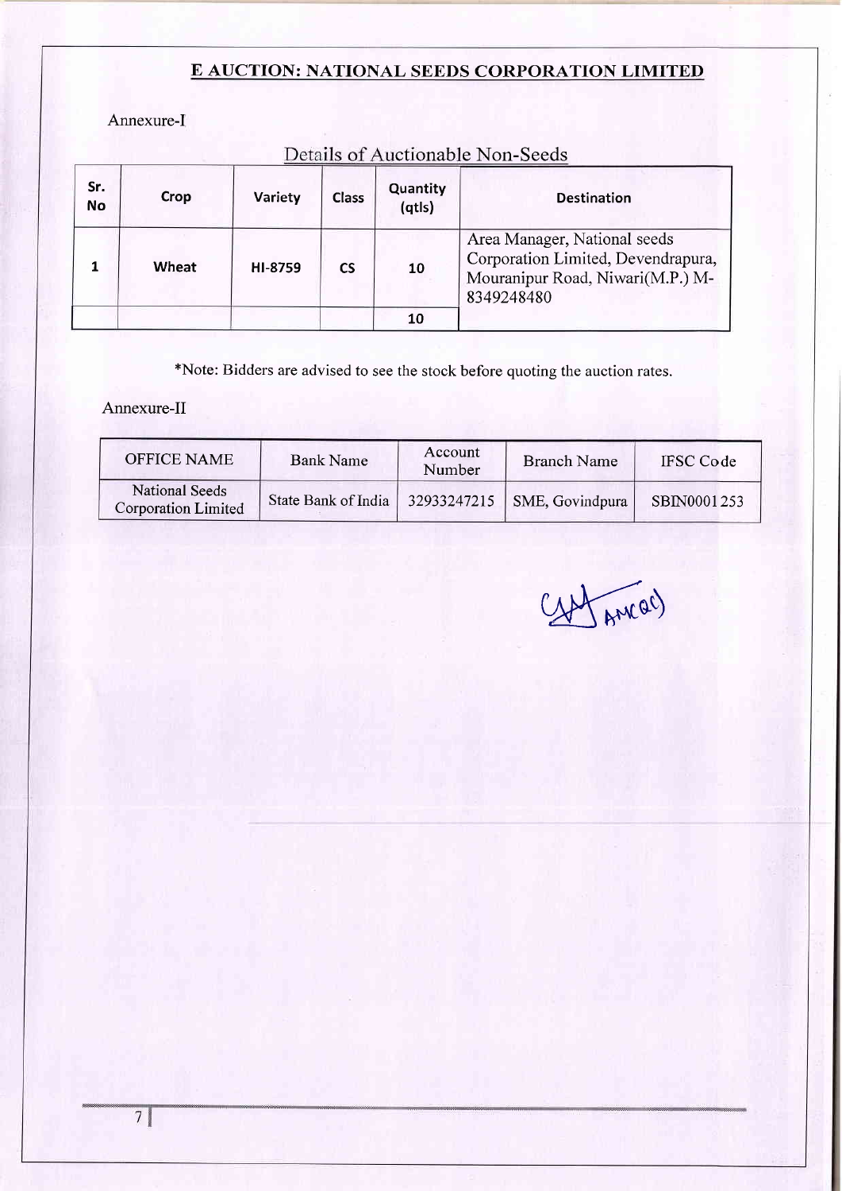## E AUCTION: NATIONAL SEEDS CORPORATION LIMITED

Annexure-I

### Details of Auctionable Non-Seeds

| Sr. No | Crop | Variety | Class | Quantity (qtls) | Destination |
|---|---|---|---|---|---|
| 1 | Wheat | HI-8759 | CS | 10 | Area Manager, National seeds Corporation Limited, Devendrapura, Mouranipur Road, Niwari(M.P.) M-8349248480 |
| | | | | 10 | |

*Note: Bidders are advised to see the stock before quoting the auction rates.

Annexure-II

| OFFICE NAME | Bank Name | Account Number | Branch Name | IFSC Code |
|---|---|---|---|---|
| National Seeds Corporation Limited | State Bank of India | 32933247215 | SME, Govindpura | SBIN0001253 |

AM(QC)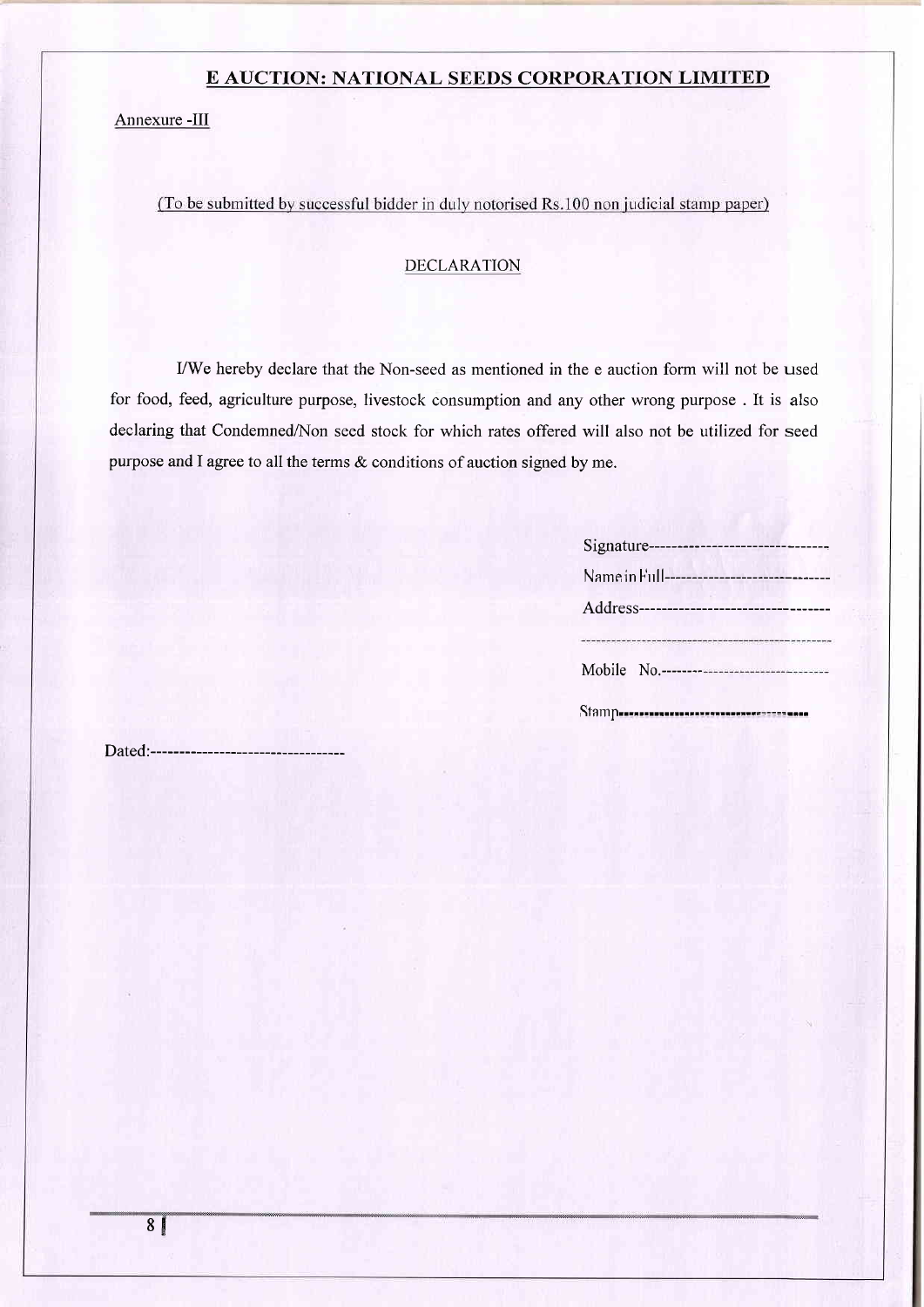# E AUCTION: NATIONAL SEEDS CORPORATION LIMITED

Annexure -III

(To be submitted by successful bidder in duly notorised Rs.100 non judicial stamp paper)

## DECLARATION

I/We hereby declare that the Non-seed as mentioned in the e auction form will not be used for food, feed, agriculture purpose, livestock consumption and any other wrong purpose . It is also declaring that Condemned/Non seed stock for which rates offered will also not be utilized for seed purpose and I agree to all the terms & conditions of auction signed by me.

Signature-------------------------------

Name in Full-----------------------------

Address---------------------------------

------------------------------------------------

Mobile No.--------------------------------

Stamp------------------------------------

Dated:----------------------------------